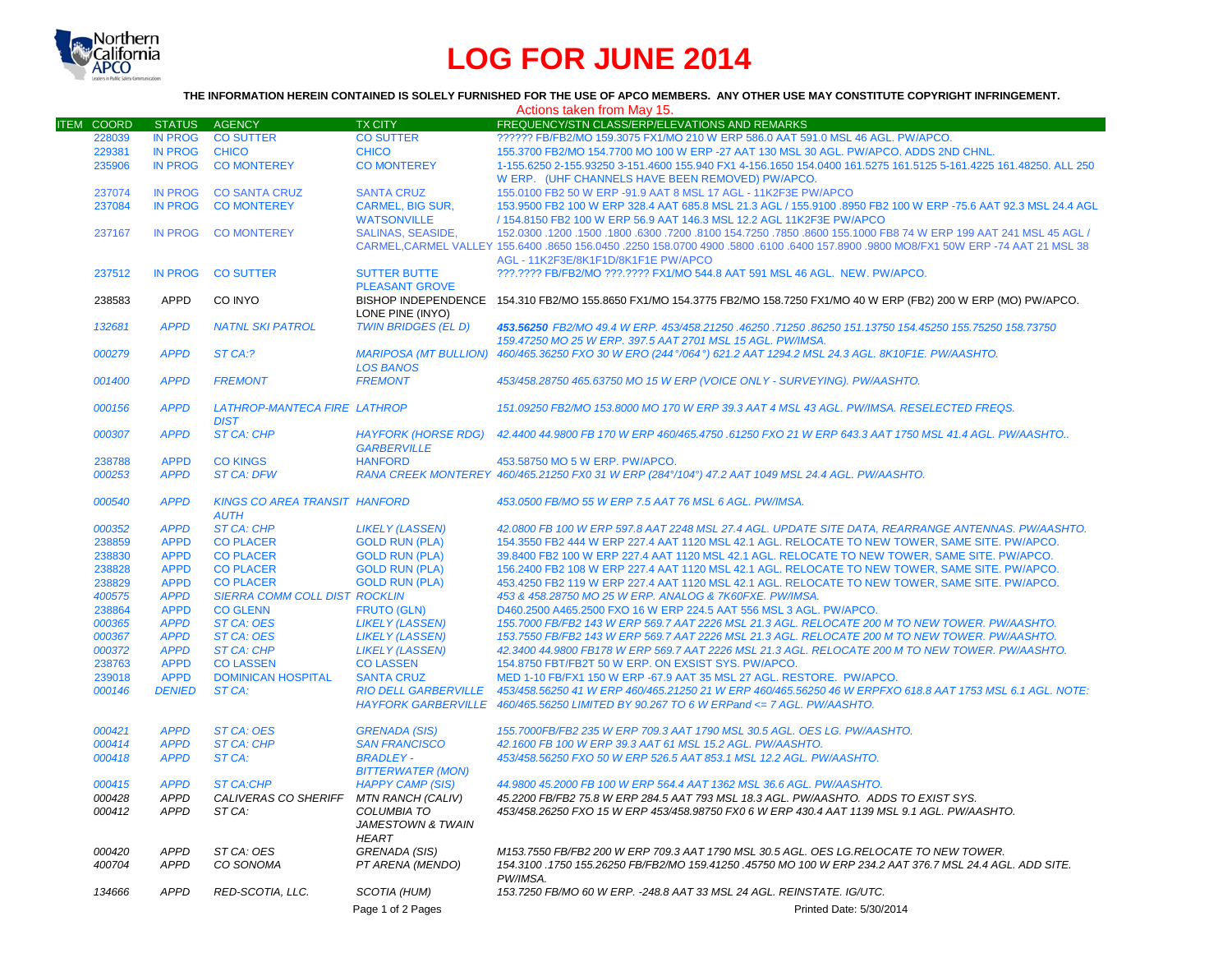# LOG FOR JUNE 2014

**THE INFORMATION HEREIN CONTAINED IS SOLELY FURNISHED FOR THE USE OF APCO MEMBERS. ANY OTHER USE MAY CONSTITUTE COPYRIGHT INFRINGEMENT.**

Actions taken from May 15.

| ITEM | COORD | STATUS | AGENCY | TX CITY | FREQUENCY/STN CLASS/ERP/ELEVATIONS AND REMARKS |
|---|---|---|---|---|---|
| | 228039 | IN PROG | CO SUTTER | CO SUTTER | ?????? FB/FB2/MO 159.3075 FX1/MO 210 W ERP 586.0 AAT 591.0 MSL 46 AGL. PW/APCO. |
| | 229381 | IN PROG | CHICO | CHICO | 155.3700 FB2/MO 154.7700 MO 100 W ERP -27 AAT 130 MSL 30 AGL. PW/APCO. ADDS 2ND CHNL. |
| | 235906 | IN PROG | CO MONTEREY | CO MONTEREY | 1-155.6250 2-155.93250 3-151.4600 155.940 FX1 4-156.1650 154.0400 161.5275 161.5125 5-161.4225 161.48250. ALL 250 W ERP. (UHF CHANNELS HAVE BEEN REMOVED) PW/APCO. |
| | 237074 | IN PROG | CO SANTA CRUZ | SANTA CRUZ | 155.0100 FB2 50 W ERP -91.9 AAT 8 MSL 17 AGL - 11K2F3E PW/APCO |
| | 237084 | IN PROG | CO MONTEREY | CARMEL, BIG SUR, WATSONVILLE | 153.9500 FB2 100 W ERP 328.4 AAT 685.8 MSL 21.3 AGL / 155.9100 .8950 FB2 100 W ERP -75.6 AAT 92.3 MSL 24.4 AGL / 154.8150 FB2 100 W ERP 56.9 AAT 146.3 MSL 12.2 AGL 11K2F3E PW/APCO |
| | 237167 | IN PROG | CO MONTEREY | SALINAS, SEASIDE, CARMEL,CARMEL VALLEY | 152.0300 .1200 .1500 .1800 .6300 .7200 .8100 154.7250 .7850 .8600 155.1000 FB8 74 W ERP 199 AAT 241 MSL 45 AGL / 155.6400 .8650 156.0450 .2250 158.0700 4900 .5800 .6100 .6400 157.8900 .9800 MO8/FX1 50W ERP -74 AAT 21 MSL 38 AGL - 11K2F3E/8K1F1D/8K1F1E PW/APCO |
| | 237512 | IN PROG | CO SUTTER | SUTTER BUTTE PLEASANT GROVE | ???.???? FB/FB2/MO ???.???? FX1/MO 544.8 AAT 591 MSL 46 AGL. NEW. PW/APCO. |
| | 238583 | APPD | CO INYO | BISHOP INDEPENDENCE LONE PINE (INYO) | 154.310 FB2/MO 155.8650 FX1/MO 154.3775 FB2/MO 158.7250 FX1/MO 40 W ERP (FB2) 200 W ERP (MO) PW/APCO. |
| | *132681* | *APPD* | *NATNL SKI PATROL* | *TWIN BRIDGES (EL D)* | ***453.56250** FB2/MO 49.4 W ERP. 453/458.21250 .46250 .71250 .86250 151.13750 154.45250 155.75250 158.73750 159.47250 MO 25 W ERP. 397.5 AAT 2701 MSL 15 AGL. PW/IMSA.* |
| | *000279* | *APPD* | *ST CA:?* | *MARIPOSA (MT BULLION) LOS BANOS* | *460/465.36250 FXO 30 W ERO (244°/064°) 621.2 AAT 1294.2 MSL 24.3 AGL. 8K10F1E. PW/AASHTO.* |
| | *001400* | *APPD* | *FREMONT* | *FREMONT* | *453/458.28750 465.63750 MO 15 W ERP (VOICE ONLY - SURVEYING). PW/AASHTO.* |
| | *000156* | *APPD* | *LATHROP-MANTECA FIRE DIST* | *LATHROP* | *151.09250 FB2/MO 153.8000 MO 170 W ERP 39.3 AAT 4 MSL 43 AGL. PW/IMSA. RESELECTED FREQS.* |
| | *000307* | *APPD* | *ST CA: CHP* | *HAYFORK (HORSE RDG) GARBERVILLE* | *42.4400 44.9800 FB 170 W ERP 460/465.4750 .61250 FXO 21 W ERP 643.3 AAT 1750 MSL 41.4 AGL. PW/AASHTO..* |
| | 238788 | APPD | CO KINGS | HANFORD | 453.58750 MO 5 W ERP. PW/APCO. |
| | *000253* | *APPD* | *ST CA: DFW* | *RANA CREEK MONTEREY* | *460/465.21250 FX0 31 W ERP (284°/104°) 47.2 AAT 1049 MSL 24.4 AGL. PW/AASHTO.* |
| | *000540* | *APPD* | *KINGS CO AREA TRANSIT AUTH* | *HANFORD* | *453.0500 FB/MO 55 W ERP 7.5 AAT 76 MSL 6 AGL. PW/IMSA.* |
| | *000352* | *APPD* | *ST CA: CHP* | *LIKELY (LASSEN)* | *42.0800 FB 100 W ERP 597.8 AAT 2248 MSL 27.4 AGL. UPDATE SITE DATA, REARRANGE ANTENNAS. PW/AASHTO.* |
| | 238859 | APPD | CO PLACER | GOLD RUN (PLA) | 154.3550 FB2 444 W ERP 227.4 AAT 1120 MSL 42.1 AGL. RELOCATE TO NEW TOWER, SAME SITE. PW/APCO. |
| | 238830 | APPD | CO PLACER | GOLD RUN (PLA) | 39.8400 FB2 100 W ERP 227.4 AAT 1120 MSL 42.1 AGL. RELOCATE TO NEW TOWER, SAME SITE. PW/APCO. |
| | 238828 | APPD | CO PLACER | GOLD RUN (PLA) | 156.2400 FB2 108 W ERP 227.4 AAT 1120 MSL 42.1 AGL. RELOCATE TO NEW TOWER, SAME SITE. PW/APCO. |
| | 238829 | APPD | CO PLACER | GOLD RUN (PLA) | 453.4250 FB2 119 W ERP 227.4 AAT 1120 MSL 42.1 AGL. RELOCATE TO NEW TOWER, SAME SITE. PW/APCO. |
| | *400575* | *APPD* | *SIERRA COMM COLL DIST* | *ROCKLIN* | *453 & 458.28750 MO 25 W ERP. ANALOG & 7K60FXE. PW/IMSA.* |
| | 238864 | APPD | CO GLENN | FRUTO (GLN) | D460.2500 A465.2500 FXO 16 W ERP 224.5 AAT 556 MSL 3 AGL. PW/APCO. |
| | *000365* | *APPD* | *ST CA: OES* | *LIKELY (LASSEN)* | *155.7000 FB/FB2 143 W ERP 569.7 AAT 2226 MSL 21.3 AGL. RELOCATE 200 M TO NEW TOWER. PW/AASHTO.* |
| | *000367* | *APPD* | *ST CA: OES* | *LIKELY (LASSEN)* | *153.7550 FB/FB2 143 W ERP 569.7 AAT 2226 MSL 21.3 AGL. RELOCATE 200 M TO NEW TOWER. PW/AASHTO.* |
| | *000372* | *APPD* | *ST CA: CHP* | *LIKELY (LASSEN)* | *42.3400 44.9800 FB178 W ERP 569.7 AAT 2226 MSL 21.3 AGL. RELOCATE 200 M TO NEW TOWER. PW/AASHTO.* |
| | 238763 | APPD | CO LASSEN | CO LASSEN | 154.8750 FBT/FB2T 50 W ERP. ON EXSIST SYS. PW/APCO. |
| | 239018 | APPD | DOMINICAN HOSPITAL | SANTA CRUZ | MED 1-10 FB/FX1 150 W ERP -67.9 AAT 35 MSL 27 AGL. RESTORE. PW/APCO. |
| | *000146* | *DENIED* | *ST CA:* | *RIO DELL GARBERVILLE HAYFORK GARBERVILLE* | *453/458.56250 41 W ERP 460/465.21250 21 W ERP 460/465.56250 46 W ERPFXO 618.8 AAT 1753 MSL 6.1 AGL. NOTE: 460/465.56250 LIMITED BY 90.267 TO 6 W ERPand <= 7 AGL. PW/AASHTO.* |
| | *000421* | *APPD* | *ST CA: OES* | *GRENADA (SIS)* | *155.7000FB/FB2 235 W ERP 709.3 AAT 1790 MSL 30.5 AGL. OES LG. PW/AASHTO.* |
| | *000414* | *APPD* | *ST CA: CHP* | *SAN FRANCISCO* | *42.1600 FB 100 W ERP 39.3 AAT 61 MSL 15.2 AGL. PW/AASHTO.* |
| | *000418* | *APPD* | *ST CA:* | *BRADLEY - BITTERWATER (MON)* | *453/458.56250 FXO 50 W ERP 526.5 AAT 853.1 MSL 12.2 AGL. PW/AASHTO.* |
| | *000415* | *APPD* | *ST CA:CHP* | *HAPPY CAMP (SIS)* | *44.9800 45.2000 FB 100 W ERP 564.4 AAT 1362 MSL 36.6 AGL. PW/AASHTO.* |
| | *000428* | *APPD* | *CALIVERAS CO SHERIFF* | *MTN RANCH (CALIV)* | *45.2200 FB/FB2 75.8 W ERP 284.5 AAT 793 MSL 18.3 AGL. PW/AASHTO. ADDS TO EXIST SYS.* |
| | *000412* | *APPD* | *ST CA:* | *COLUMBIA TO JAMESTOWN & TWAIN HEART* | *453/458.26250 FXO 15 W ERP 453/458.98750 FX0 6 W ERP 430.4 AAT 1139 MSL 9.1 AGL. PW/AASHTO.* |
| | *000420* | *APPD* | *ST CA: OES* | *GRENADA (SIS)* | *M153.7550 FB/FB2 200 W ERP 709.3 AAT 1790 MSL 30.5 AGL. OES LG.RELOCATE TO NEW TOWER.* |
| | *400704* | *APPD* | *CO SONOMA* | *PT ARENA (MENDO)* | *154.3100 .1750 155.26250 FB/FB2/MO 159.41250 .45750 MO 100 W ERP 234.2 AAT 376.7 MSL 24.4 AGL. ADD SITE. PW/IMSA.* |
| | *134666* | *APPD* | *RED-SCOTIA, LLC.* | *SCOTIA (HUM)* | *153.7250 FB/MO 60 W ERP. -248.8 AAT 33 MSL 24 AGL. REINSTATE. IG/UTC.* |

Printed Date: 5/30/2014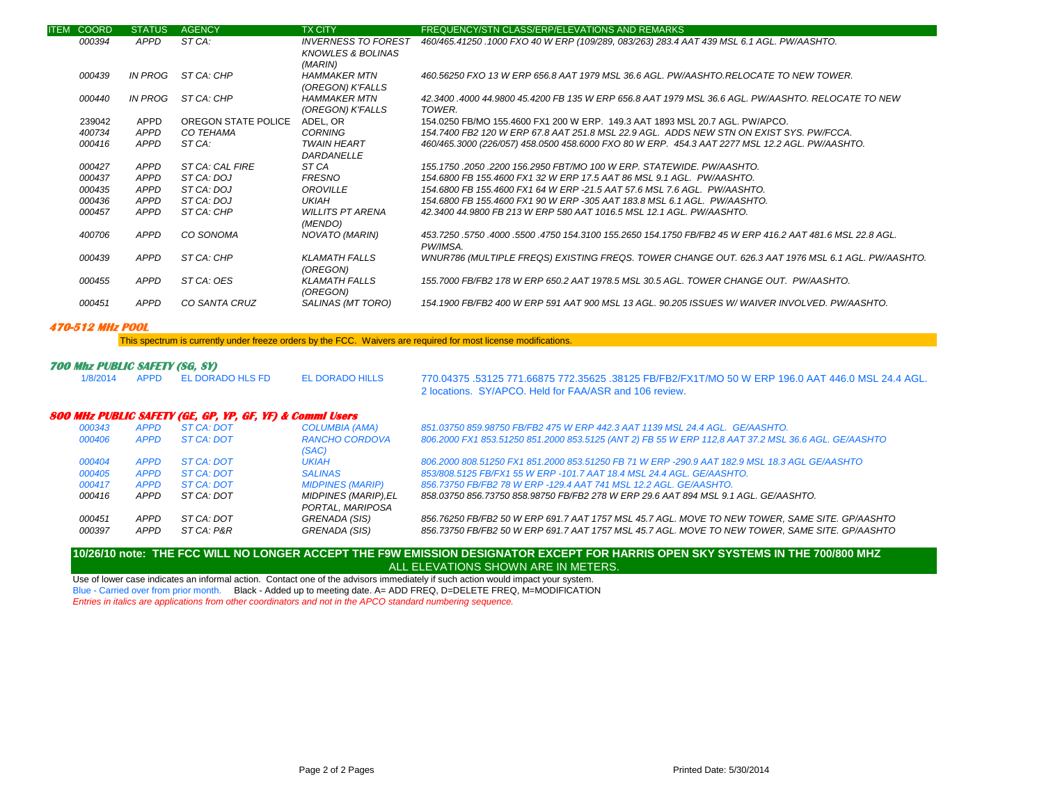| ITEM | COORD | STATUS | AGENCY | TX CITY | FREQUENCY/STN CLASS/ERP/ELEVATIONS AND REMARKS |
|---|---|---|---|---|---|
| | *000394* | *APPD* | *ST CA:* | *INVERNESS TO FOREST KNOWLES & BOLINAS (MARIN)* | *460/465.41250 .1000 FXO 40 W ERP (109/289, 083/263) 283.4 AAT 439 MSL 6.1 AGL. PW/AASHTO.* |
| | *000439* | *IN PROG* | *ST CA: CHP* | *HAMMAKER MTN (OREGON) K'FALLS* | *460.56250 FXO 13 W ERP 656.8 AAT 1979 MSL 36.6 AGL. PW/AASHTO.RELOCATE TO NEW TOWER.* |
| | *000440* | *IN PROG* | *ST CA: CHP* | *HAMMAKER MTN (OREGON) K'FALLS* | *42.3400 .4000 44.9800 45.4200 FB 135 W ERP 656.8 AAT 1979 MSL 36.6 AGL. PW/AASHTO. RELOCATE TO NEW TOWER.* |
| | 239042 | APPD | OREGON STATE POLICE | ADEL, OR | 154.0250 FB/MO 155.4600 FX1 200 W ERP. 149.3 AAT 1893 MSL 20.7 AGL. PW/APCO. |
| | *400734* | *APPD* | *CO TEHAMA* | *CORNING* | *154.7400 FB2 120 W ERP 67.8 AAT 251.8 MSL 22.9 AGL. ADDS NEW STN ON EXIST SYS. PW/FCCA.* |
| | *000416* | *APPD* | *ST CA:* | *TWAIN HEART DARDANELLE* | *460/465.3000 (226/057) 458.0500 458.6000 FXO 80 W ERP. 454.3 AAT 2277 MSL 12.2 AGL. PW/AASHTO.* |
| | *000427* | *APPD* | *ST CA: CAL FIRE* | *ST CA* | *155.1750 .2050 .2200 156.2950 FBT/MO 100 W ERP. STATEWIDE. PW/AASHTO.* |
| | *000437* | *APPD* | *ST CA: DOJ* | *FRESNO* | *154.6800 FB 155.4600 FX1 32 W ERP 17.5 AAT 86 MSL 9.1 AGL. PW/AASHTO.* |
| | *000435* | *APPD* | *ST CA: DOJ* | *OROVILLE* | *154.6800 FB 155.4600 FX1 64 W ERP -21.5 AAT 57.6 MSL 7.6 AGL. PW/AASHTO.* |
| | *000436* | *APPD* | *ST CA: DOJ* | *UKIAH* | *154.6800 FB 155.4600 FX1 90 W ERP -305 AAT 183.8 MSL 6.1 AGL. PW/AASHTO.* |
| | *000457* | *APPD* | *ST CA: CHP* | *WILLITS PT ARENA (MENDO)* | *42.3400 44.9800 FB 213 W ERP 580 AAT 1016.5 MSL 12.1 AGL. PW/AASHTO.* |
| | *400706* | *APPD* | *CO SONOMA* | *NOVATO (MARIN)* | *453.7250 .5750 .4000 .5500 .4750 154.3100 155.2650 154.1750 FB/FB2 45 W ERP 416.2 AAT 481.6 MSL 22.8 AGL. PW/IMSA.* |
| | *000439* | *APPD* | *ST CA: CHP* | *KLAMATH FALLS (OREGON)* | *WNUR786 (MULTIPLE FREQS) EXISTING FREQS. TOWER CHANGE OUT. 626.3 AAT 1976 MSL 6.1 AGL. PW/AASHTO.* |
| | *000455* | *APPD* | *ST CA: OES* | *KLAMATH FALLS (OREGON)* | *155.7000 FB/FB2 178 W ERP 650.2 AAT 1978.5 MSL 30.5 AGL. TOWER CHANGE OUT. PW/AASHTO.* |
| | *000451* | *APPD* | *CO SANTA CRUZ* | *SALINAS (MT TORO)* | *154.1900 FB/FB2 400 W ERP 591 AAT 900 MSL 13 AGL. 90.205 ISSUES W/ WAIVER INVOLVED. PW/AASHTO.* |

### *470-512 MHz POOL*

This spectrum is currently under freeze orders by the FCC. Waivers are required for most license modifications.

### *700 Mhz PUBLIC SAFETY (SG, SY)*

| | | | | |
|---|---|---|---|---|
| 1/8/2014 | APPD | EL DORADO HLS FD | EL DORADO HILLS | 770.04375 .53125 771.66875 772.35625 .38125 FB/FB2/FX1T/MO 50 W ERP 196.0 AAT 446.0 MSL 24.4 AGL. 2 locations. SY/APCO. Held for FAA/ASR and 106 review. |

### *800 MHz PUBLIC SAFETY (GE, GP, YP, GF, YF) & Comml Users*

| | | | | |
|---|---|---|---|---|
| *000343* | *APPD* | *ST CA: DOT* | *COLUMBIA (AMA)* | *851.03750 859.98750 FB/FB2 475 W ERP 442.3 AAT 1139 MSL 24.4 AGL. GE/AASHTO.* |
| *000406* | *APPD* | *ST CA: DOT* | *RANCHO CORDOVA (SAC)* | *806.2000 FX1 853.51250 851.2000 853.5125 (ANT 2) FB 55 W ERP 112,8 AAT 37.2 MSL 36.6 AGL. GE/AASHTO* |
| *000404* | *APPD* | *ST CA: DOT* | *UKIAH* | *806.2000 808.51250 FX1 851.2000 853.51250 FB 71 W ERP -290.9 AAT 182.9 MSL 18.3 AGL GE/AASHTO* |
| *000405* | *APPD* | *ST CA: DOT* | *SALINAS* | *853/808.5125 FB/FX1 55 W ERP -101.7 AAT 18.4 MSL 24.4 AGL. GE/AASHTO.* |
| *000417* | *APPD* | *ST CA: DOT* | *MIDPINES (MARIP)* | *856.73750 FB/FB2 78 W ERP -129.4 AAT 741 MSL 12.2 AGL. GE/AASHTO.* |
| *000416* | *APPD* | *ST CA: DOT* | *MIDPINES (MARIP),EL PORTAL, MARIPOSA* | *858.03750 856.73750 858.98750 FB/FB2 278 W ERP 29.6 AAT 894 MSL 9.1 AGL. GE/AASHTO.* |
| *000451* | *APPD* | *ST CA: DOT* | *GRENADA (SIS)* | *856.76250 FB/FB2 50 W ERP 691.7 AAT 1757 MSL 45.7 AGL. MOVE TO NEW TOWER, SAME SITE. GP/AASHTO* |
| *000397* | *APPD* | *ST CA: P&R* | *GRENADA (SIS)* | *856.73750 FB/FB2 50 W ERP 691.7 AAT 1757 MSL 45.7 AGL. MOVE TO NEW TOWER, SAME SITE. GP/AASHTO* |

**10/26/10 note: THE FCC WILL NO LONGER ACCEPT THE F9W EMISSION DESIGNATOR EXCEPT FOR HARRIS OPEN SKY SYSTEMS IN THE 700/800 MHZ**

ALL ELEVATIONS SHOWN ARE IN METERS.

Use of lower case indicates an informal action. Contact one of the advisors immediately if such action would impact your system.

Blue - Carried over from prior month. Black - Added up to meeting date. A= ADD FREQ, D=DELETE FREQ, M=MODIFICATION

*Entries in italics are applications from other coordinators and not in the APCO standard numbering sequence.*

Printed Date: 5/30/2014